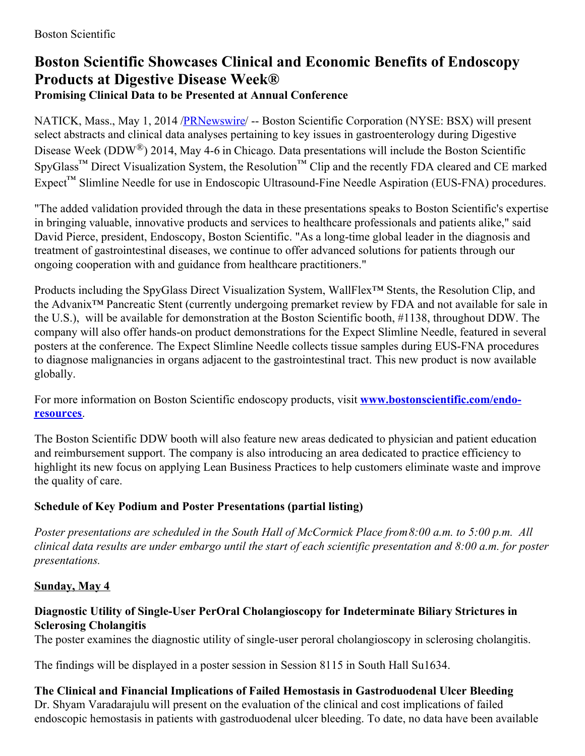Boston Scientific

# Boston Scientific Showcases Clinical and Economic Benefits of Endoscopy Products at Digestive Disease Week®

### Promising Clinical Data to be Presented at Annual Conference

NATICK, Mass., May 1, 2014 /[PRNewswire](http://www.prnewswire.com/)/ -- Boston Scientific Corporation (NYSE: BSX) will present select abstracts and clinical data analyses pertaining to key issues in gastroenterology during Digestive Disease Week (DDW®) 2014, May 4-6 in Chicago. Data presentations will include the Boston Scientific SpyGlass™ Direct Visualization System, the Resolution™ Clip and the recently FDA cleared and CE marked Expect™ Slimline Needle for use in Endoscopic Ultrasound-Fine Needle Aspiration (EUS-FNA) procedures.

"The added validation provided through the data in these presentations speaks to Boston Scientific's expertise in bringing valuable, innovative products and services to healthcare professionals and patients alike," said David Pierce, president, Endoscopy, Boston Scientific. "As a long-time global leader in the diagnosis and treatment of gastrointestinal diseases, we continue to offer advanced solutions for patients through our ongoing cooperation with and guidance from healthcare practitioners."

Products including the SpyGlass Direct Visualization System, WallFlex™ Stents, the Resolution Clip, and the Advanix™ Pancreatic Stent (currently undergoing premarket review by FDA and not available for sale in the U.S.), will be available for demonstration at the Boston Scientific booth, #1138, throughout DDW. The company will also offer hands-on product demonstrations for the Expect Slimline Needle, featured in several posters at the conference. The Expect Slimline Needle collects tissue samples during EUS-FNA procedures to diagnose malignancies in organs adjacent to the gastrointestinal tract. This new product is now available globally.

For more information on Boston Scientific endoscopy products, visit **[www.bostonscientific.com/endo-resources](http://www.bostonscientific.com/endo-resources)**.

The Boston Scientific DDW booth will also feature new areas dedicated to physician and patient education and reimbursement support. The company is also introducing an area dedicated to practice efficiency to highlight its new focus on applying Lean Business Practices to help customers eliminate waste and improve the quality of care.

### Schedule of Key Podium and Poster Presentations (partial listing)

*Poster presentations are scheduled in the South Hall of McCormick Place from 8:00 a.m. to 5:00 p.m. All clinical data results are under embargo until the start of each scientific presentation and 8:00 a.m. for poster presentations.*

**Sunday, May 4**

**Diagnostic Utility of Single-User PerOral Cholangioscopy for Indeterminate Biliary Strictures in Sclerosing Cholangitis**
The poster examines the diagnostic utility of single-user peroral cholangioscopy in sclerosing cholangitis.

The findings will be displayed in a poster session in Session 8115 in South Hall Su1634.

**The Clinical and Financial Implications of Failed Hemostasis in Gastroduodenal Ulcer Bleeding**
Dr. Shyam Varadarajulu will present on the evaluation of the clinical and cost implications of failed endoscopic hemostasis in patients with gastroduodenal ulcer bleeding. To date, no data have been available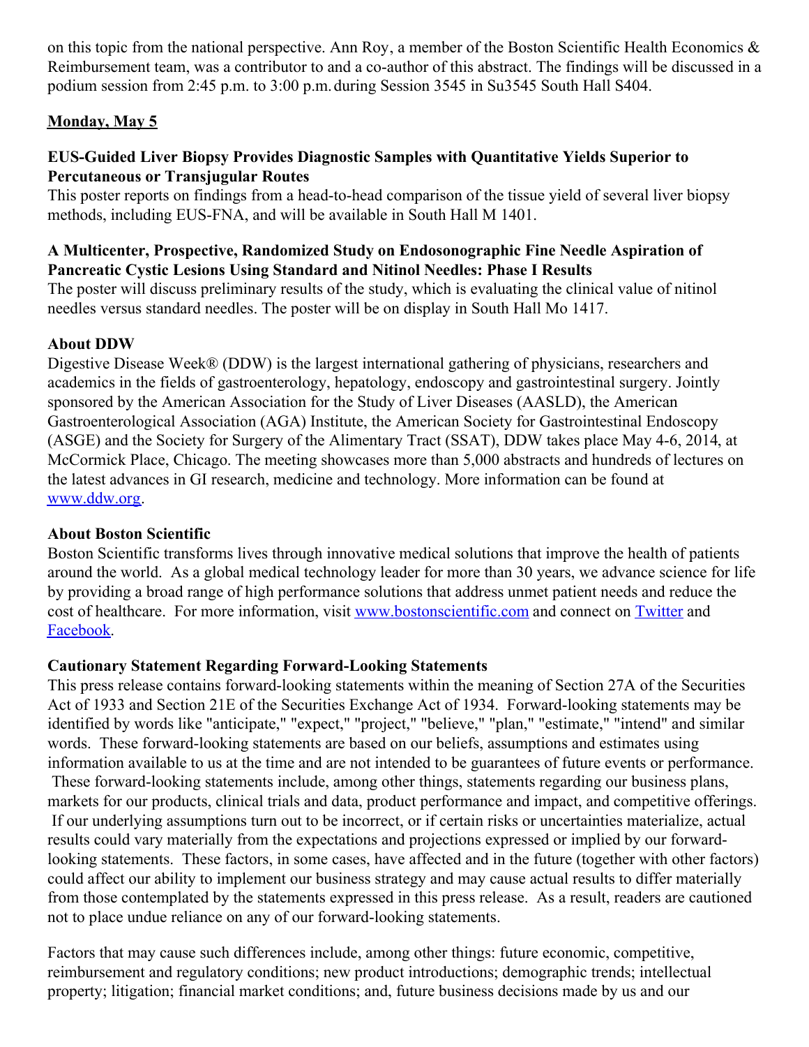on this topic from the national perspective. Ann Roy, a member of the Boston Scientific Health Economics & Reimbursement team, was a contributor to and a co-author of this abstract. The findings will be discussed in a podium session from 2:45 p.m. to 3:00 p.m. during Session 3545 in Su3545 South Hall S404.

**Monday, May 5**

**EUS-Guided Liver Biopsy Provides Diagnostic Samples with Quantitative Yields Superior to Percutaneous or Transjugular Routes**
This poster reports on findings from a head-to-head comparison of the tissue yield of several liver biopsy methods, including EUS-FNA, and will be available in South Hall M 1401.

**A Multicenter, Prospective, Randomized Study on Endosonographic Fine Needle Aspiration of Pancreatic Cystic Lesions Using Standard and Nitinol Needles: Phase I Results**
The poster will discuss preliminary results of the study, which is evaluating the clinical value of nitinol needles versus standard needles. The poster will be on display in South Hall Mo 1417.

**About DDW**
Digestive Disease Week® (DDW) is the largest international gathering of physicians, researchers and academics in the fields of gastroenterology, hepatology, endoscopy and gastrointestinal surgery. Jointly sponsored by the American Association for the Study of Liver Diseases (AASLD), the American Gastroenterological Association (AGA) Institute, the American Society for Gastrointestinal Endoscopy (ASGE) and the Society for Surgery of the Alimentary Tract (SSAT), DDW takes place May 4-6, 2014, at McCormick Place, Chicago. The meeting showcases more than 5,000 abstracts and hundreds of lectures on the latest advances in GI research, medicine and technology. More information can be found at [www.ddw.org](http://www.ddw.org).

**About Boston Scientific**
Boston Scientific transforms lives through innovative medical solutions that improve the health of patients around the world. As a global medical technology leader for more than 30 years, we advance science for life by providing a broad range of high performance solutions that address unmet patient needs and reduce the cost of healthcare. For more information, visit [www.bostonscientific.com](http://www.bostonscientific.com) and connect on Twitter and Facebook.

**Cautionary Statement Regarding Forward-Looking Statements**
This press release contains forward-looking statements within the meaning of Section 27A of the Securities Act of 1933 and Section 21E of the Securities Exchange Act of 1934. Forward-looking statements may be identified by words like "anticipate," "expect," "project," "believe," "plan," "estimate," "intend" and similar words. These forward-looking statements are based on our beliefs, assumptions and estimates using information available to us at the time and are not intended to be guarantees of future events or performance. These forward-looking statements include, among other things, statements regarding our business plans, markets for our products, clinical trials and data, product performance and impact, and competitive offerings. If our underlying assumptions turn out to be incorrect, or if certain risks or uncertainties materialize, actual results could vary materially from the expectations and projections expressed or implied by our forward-looking statements. These factors, in some cases, have affected and in the future (together with other factors) could affect our ability to implement our business strategy and may cause actual results to differ materially from those contemplated by the statements expressed in this press release. As a result, readers are cautioned not to place undue reliance on any of our forward-looking statements.

Factors that may cause such differences include, among other things: future economic, competitive, reimbursement and regulatory conditions; new product introductions; demographic trends; intellectual property; litigation; financial market conditions; and, future business decisions made by us and our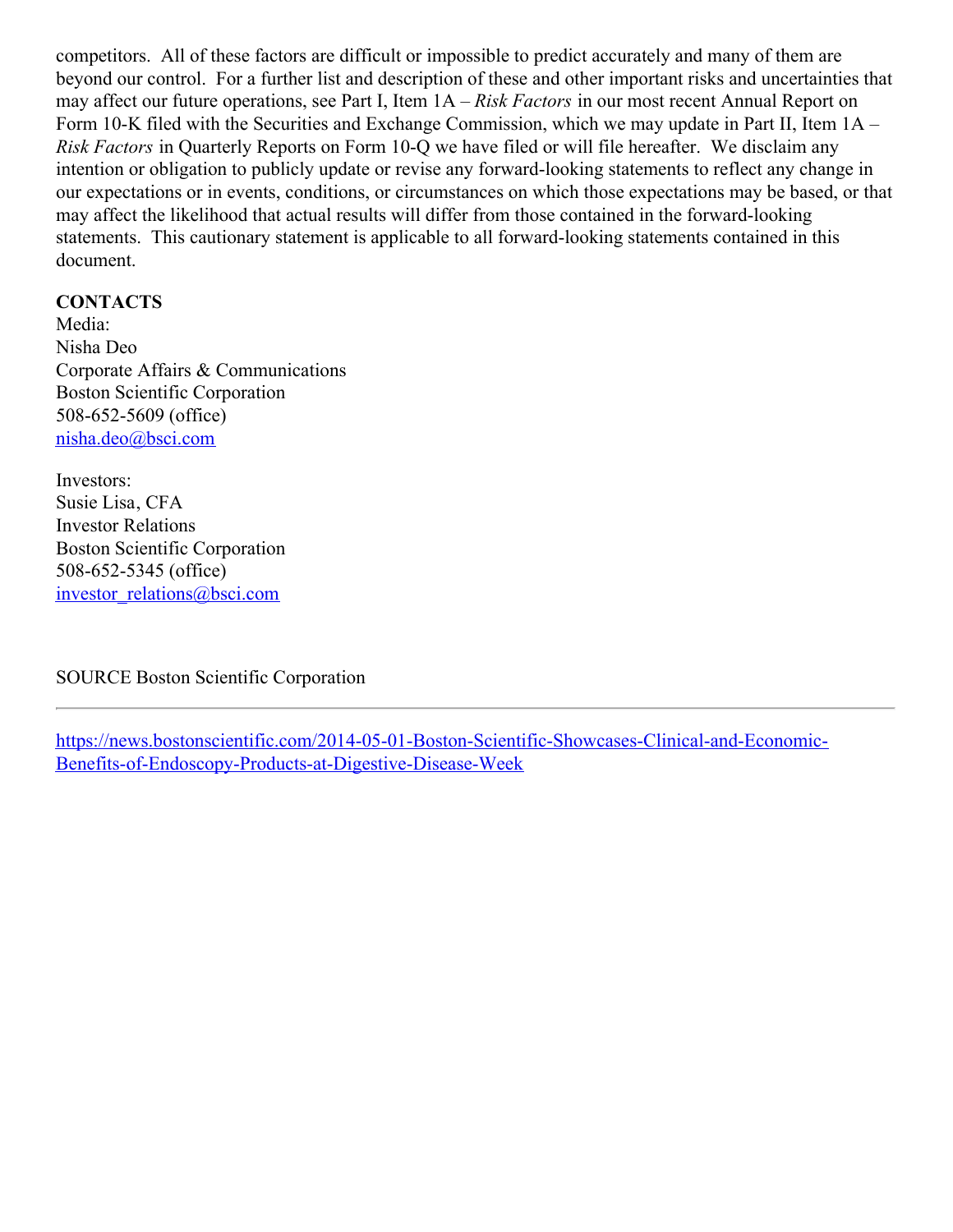competitors. All of these factors are difficult or impossible to predict accurately and many of them are beyond our control. For a further list and description of these and other important risks and uncertainties that may affect our future operations, see Part I, Item 1A – *Risk Factors* in our most recent Annual Report on Form 10-K filed with the Securities and Exchange Commission, which we may update in Part II, Item 1A – *Risk Factors* in Quarterly Reports on Form 10-Q we have filed or will file hereafter. We disclaim any intention or obligation to publicly update or revise any forward-looking statements to reflect any change in our expectations or in events, conditions, or circumstances on which those expectations may be based, or that may affect the likelihood that actual results will differ from those contained in the forward-looking statements. This cautionary statement is applicable to all forward-looking statements contained in this document.

**CONTACTS**

Media:
Nisha Deo
Corporate Affairs & Communications
Boston Scientific Corporation
508-652-5609 (office)
nisha.deo@bsci.com

Investors:
Susie Lisa, CFA
Investor Relations
Boston Scientific Corporation
508-652-5345 (office)
investor_relations@bsci.com

SOURCE Boston Scientific Corporation

---

https://news.bostonscientific.com/2014-05-01-Boston-Scientific-Showcases-Clinical-and-Economic-Benefits-of-Endoscopy-Products-at-Digestive-Disease-Week